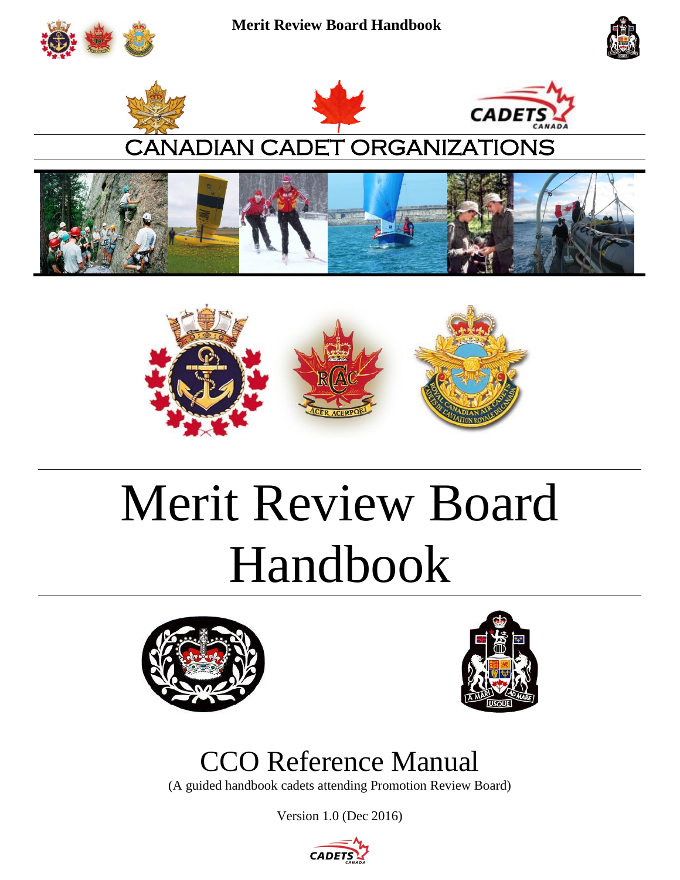CANADIAN CADET ORGANIZATIONS

# Merit Review Board Handbook

## CCO Reference Manual

(A guided handbook cadets attending Promotion Review Board)

Version 1.0 (Dec 2016)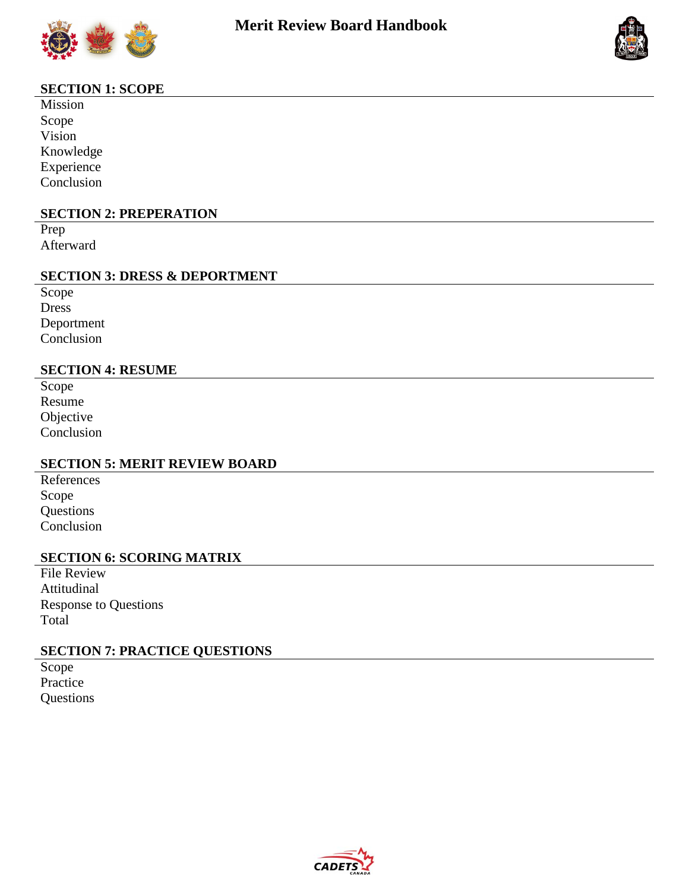**SECTION 1: SCOPE**

Mission
Scope
Vision
Knowledge
Experience
Conclusion

**SECTION 2: PREPERATION**

Prep
Afterward

**SECTION 3: DRESS & DEPORTMENT**

Scope
Dress
Deportment
Conclusion

**SECTION 4: RESUME**

Scope
Resume
Objective
Conclusion

**SECTION 5: MERIT REVIEW BOARD**

References
Scope
Questions
Conclusion

**SECTION 6: SCORING MATRIX**

File Review
Attitudinal
Response to Questions
Total

**SECTION 7: PRACTICE QUESTIONS**

Scope
Practice
Questions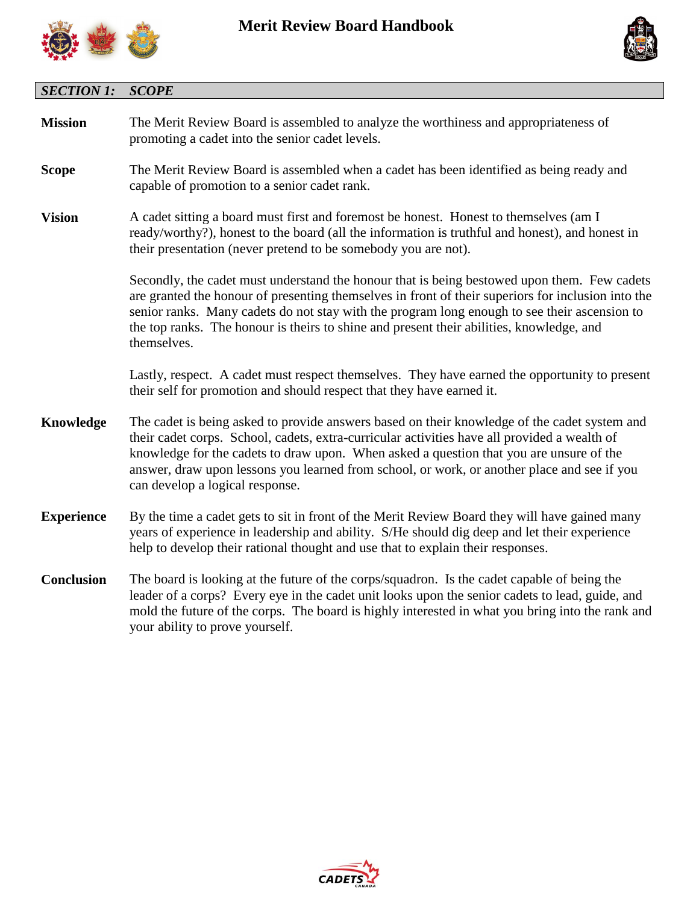## *SECTION 1: SCOPE*

**Mission**

The Merit Review Board is assembled to analyze the worthiness and appropriateness of promoting a cadet into the senior cadet levels.

**Scope**

The Merit Review Board is assembled when a cadet has been identified as being ready and capable of promotion to a senior cadet rank.

**Vision**

A cadet sitting a board must first and foremost be honest. Honest to themselves (am I ready/worthy?), honest to the board (all the information is truthful and honest), and honest in their presentation (never pretend to be somebody you are not).

Secondly, the cadet must understand the honour that is being bestowed upon them. Few cadets are granted the honour of presenting themselves in front of their superiors for inclusion into the senior ranks. Many cadets do not stay with the program long enough to see their ascension to the top ranks. The honour is theirs to shine and present their abilities, knowledge, and themselves.

Lastly, respect. A cadet must respect themselves. They have earned the opportunity to present their self for promotion and should respect that they have earned it.

**Knowledge**

The cadet is being asked to provide answers based on their knowledge of the cadet system and their cadet corps. School, cadets, extra-curricular activities have all provided a wealth of knowledge for the cadets to draw upon. When asked a question that you are unsure of the answer, draw upon lessons you learned from school, or work, or another place and see if you can develop a logical response.

**Experience**

By the time a cadet gets to sit in front of the Merit Review Board they will have gained many years of experience in leadership and ability. S/He should dig deep and let their experience help to develop their rational thought and use that to explain their responses.

**Conclusion**

The board is looking at the future of the corps/squadron. Is the cadet capable of being the leader of a corps? Every eye in the cadet unit looks upon the senior cadets to lead, guide, and mold the future of the corps. The board is highly interested in what you bring into the rank and your ability to prove yourself.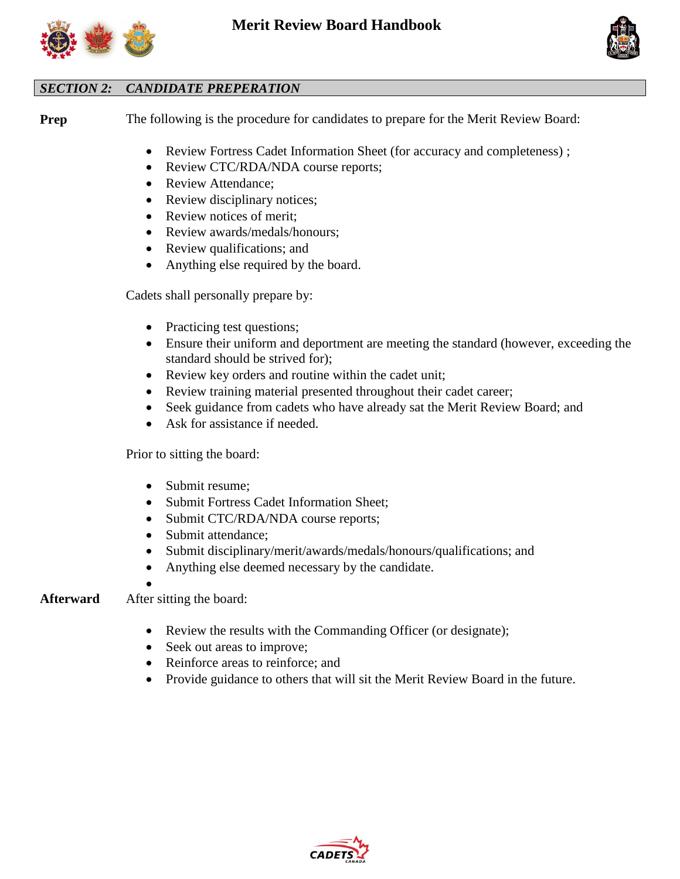## *SECTION 2: CANDIDATE PREPERATION*

**Prep**

The following is the procedure for candidates to prepare for the Merit Review Board:

- Review Fortress Cadet Information Sheet (for accuracy and completeness) ;
- Review CTC/RDA/NDA course reports;
- Review Attendance;
- Review disciplinary notices;
- Review notices of merit;
- Review awards/medals/honours;
- Review qualifications; and
- Anything else required by the board.

Cadets shall personally prepare by:

- Practicing test questions;
- Ensure their uniform and deportment are meeting the standard (however, exceeding the standard should be strived for);
- Review key orders and routine within the cadet unit;
- Review training material presented throughout their cadet career;
- Seek guidance from cadets who have already sat the Merit Review Board; and
- Ask for assistance if needed.

Prior to sitting the board:

- Submit resume;
- Submit Fortress Cadet Information Sheet;
- Submit CTC/RDA/NDA course reports;
- Submit attendance;
- Submit disciplinary/merit/awards/medals/honours/qualifications; and
- Anything else deemed necessary by the candidate.

**Afterward**

After sitting the board:

- Review the results with the Commanding Officer (or designate);
- Seek out areas to improve;
- Reinforce areas to reinforce; and
- Provide guidance to others that will sit the Merit Review Board in the future.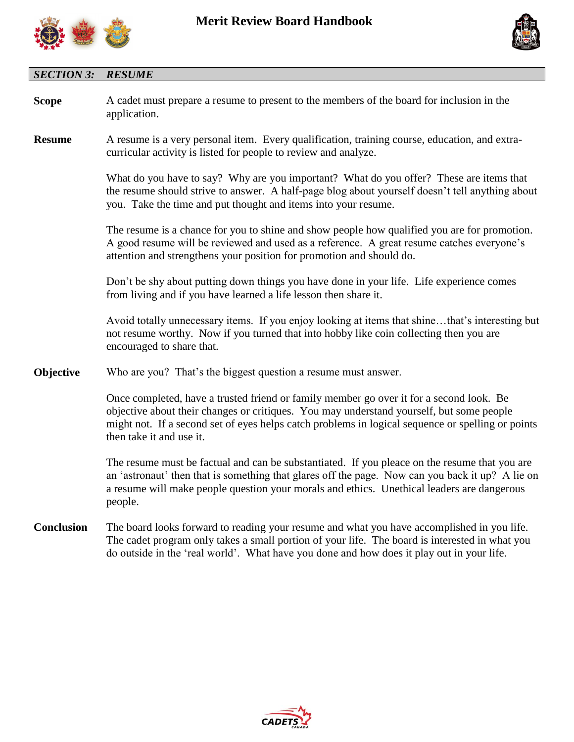## SECTION 3: RESUME

**Scope**

A cadet must prepare a resume to present to the members of the board for inclusion in the application.

**Resume**

A resume is a very personal item. Every qualification, training course, education, and extra-curricular activity is listed for people to review and analyze.

What do you have to say? Why are you important? What do you offer? These are items that the resume should strive to answer. A half-page blog about yourself doesn't tell anything about you. Take the time and put thought and items into your resume.

The resume is a chance for you to shine and show people how qualified you are for promotion. A good resume will be reviewed and used as a reference. A great resume catches everyone's attention and strengthens your position for promotion and should do.

Don't be shy about putting down things you have done in your life. Life experience comes from living and if you have learned a life lesson then share it.

Avoid totally unnecessary items. If you enjoy looking at items that shine…that's interesting but not resume worthy. Now if you turned that into hobby like coin collecting then you are encouraged to share that.

**Objective**

Who are you? That's the biggest question a resume must answer.

Once completed, have a trusted friend or family member go over it for a second look. Be objective about their changes or critiques. You may understand yourself, but some people might not. If a second set of eyes helps catch problems in logical sequence or spelling or points then take it and use it.

The resume must be factual and can be substantiated. If you pleace on the resume that you are an 'astronaut' then that is something that glares off the page. Now can you back it up? A lie on a resume will make people question your morals and ethics. Unethical leaders are dangerous people.

**Conclusion**

The board looks forward to reading your resume and what you have accomplished in you life. The cadet program only takes a small portion of your life. The board is interested in what you do outside in the 'real world'. What have you done and how does it play out in your life.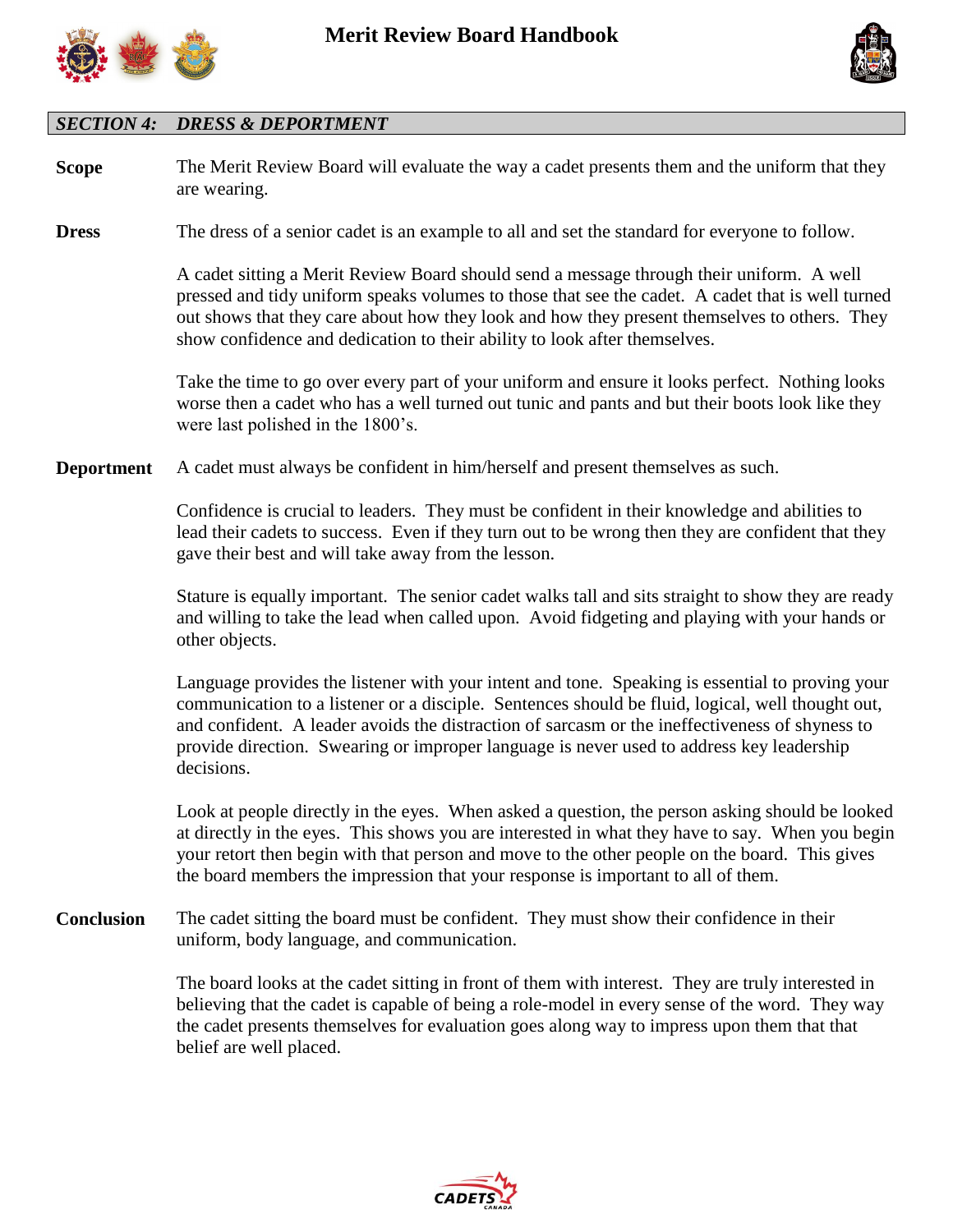## *SECTION 4: DRESS & DEPORTMENT*

**Scope**

The Merit Review Board will evaluate the way a cadet presents them and the uniform that they are wearing.

**Dress**

The dress of a senior cadet is an example to all and set the standard for everyone to follow.

A cadet sitting a Merit Review Board should send a message through their uniform. A well pressed and tidy uniform speaks volumes to those that see the cadet. A cadet that is well turned out shows that they care about how they look and how they present themselves to others. They show confidence and dedication to their ability to look after themselves.

Take the time to go over every part of your uniform and ensure it looks perfect. Nothing looks worse then a cadet who has a well turned out tunic and pants and but their boots look like they were last polished in the 1800's.

**Deportment**

A cadet must always be confident in him/herself and present themselves as such.

Confidence is crucial to leaders. They must be confident in their knowledge and abilities to lead their cadets to success. Even if they turn out to be wrong then they are confident that they gave their best and will take away from the lesson.

Stature is equally important. The senior cadet walks tall and sits straight to show they are ready and willing to take the lead when called upon. Avoid fidgeting and playing with your hands or other objects.

Language provides the listener with your intent and tone. Speaking is essential to proving your communication to a listener or a disciple. Sentences should be fluid, logical, well thought out, and confident. A leader avoids the distraction of sarcasm or the ineffectiveness of shyness to provide direction. Swearing or improper language is never used to address key leadership decisions.

Look at people directly in the eyes. When asked a question, the person asking should be looked at directly in the eyes. This shows you are interested in what they have to say. When you begin your retort then begin with that person and move to the other people on the board. This gives the board members the impression that your response is important to all of them.

**Conclusion**

The cadet sitting the board must be confident. They must show their confidence in their uniform, body language, and communication.

The board looks at the cadet sitting in front of them with interest. They are truly interested in believing that the cadet is capable of being a role-model in every sense of the word. They way the cadet presents themselves for evaluation goes along way to impress upon them that that belief are well placed.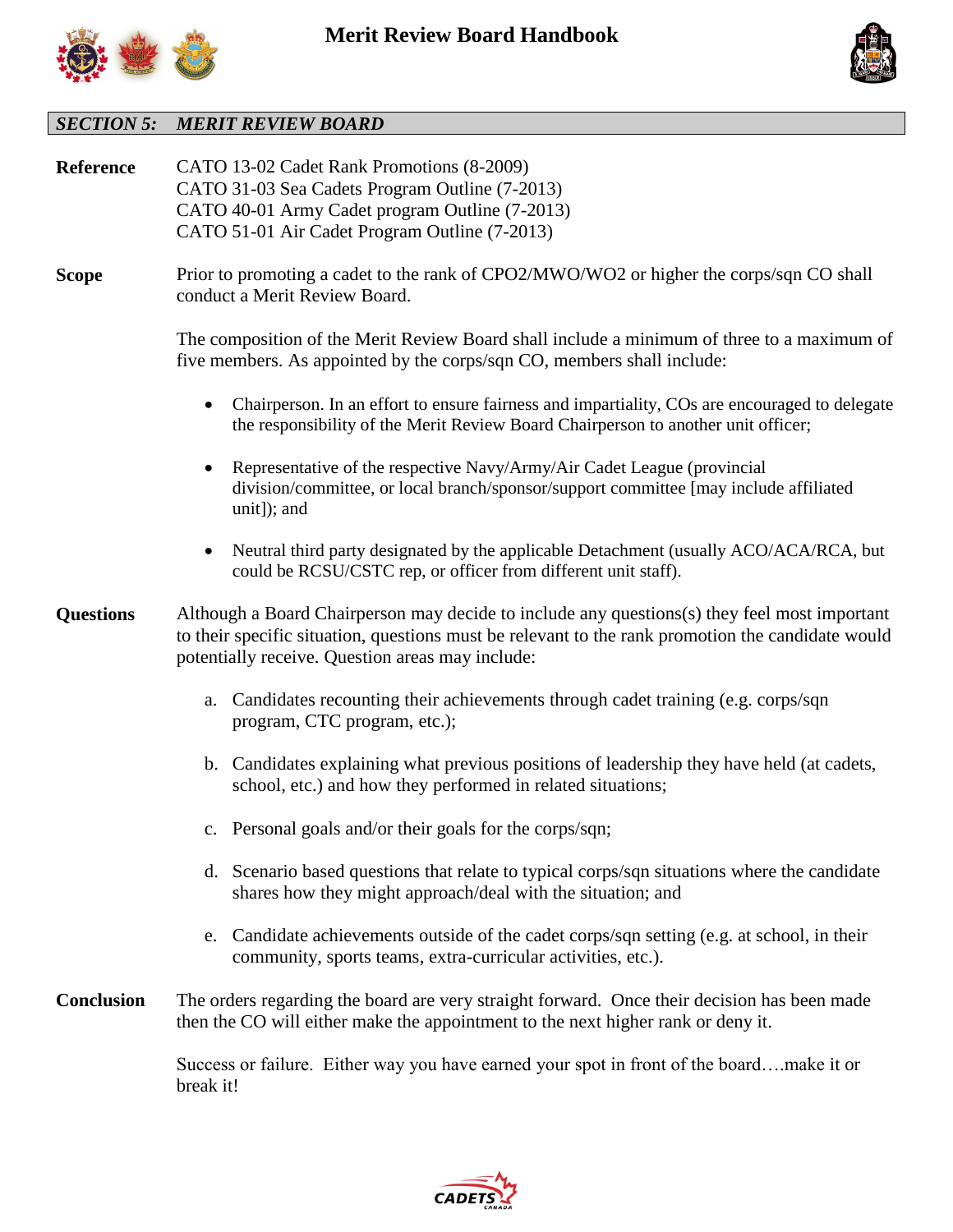## *SECTION 5: MERIT REVIEW BOARD*

**Reference**

CATO 13-02 Cadet Rank Promotions (8-2009)
CATO 31-03 Sea Cadets Program Outline (7-2013)
CATO 40-01 Army Cadet program Outline (7-2013)
CATO 51-01 Air Cadet Program Outline (7-2013)

**Scope**

Prior to promoting a cadet to the rank of CPO2/MWO/WO2 or higher the corps/sqn CO shall conduct a Merit Review Board.

The composition of the Merit Review Board shall include a minimum of three to a maximum of five members. As appointed by the corps/sqn CO, members shall include:

- Chairperson. In an effort to ensure fairness and impartiality, COs are encouraged to delegate the responsibility of the Merit Review Board Chairperson to another unit officer;
- Representative of the respective Navy/Army/Air Cadet League (provincial division/committee, or local branch/sponsor/support committee [may include affiliated unit]); and
- Neutral third party designated by the applicable Detachment (usually ACO/ACA/RCA, but could be RCSU/CSTC rep, or officer from different unit staff).

**Questions**

Although a Board Chairperson may decide to include any questions(s) they feel most important to their specific situation, questions must be relevant to the rank promotion the candidate would potentially receive. Question areas may include:

a. Candidates recounting their achievements through cadet training (e.g. corps/sqn program, CTC program, etc.);

b. Candidates explaining what previous positions of leadership they have held (at cadets, school, etc.) and how they performed in related situations;

c. Personal goals and/or their goals for the corps/sqn;

d. Scenario based questions that relate to typical corps/sqn situations where the candidate shares how they might approach/deal with the situation; and

e. Candidate achievements outside of the cadet corps/sqn setting (e.g. at school, in their community, sports teams, extra-curricular activities, etc.).

**Conclusion**

The orders regarding the board are very straight forward. Once their decision has been made then the CO will either make the appointment to the next higher rank or deny it.

Success or failure. Either way you have earned your spot in front of the board….make it or break it!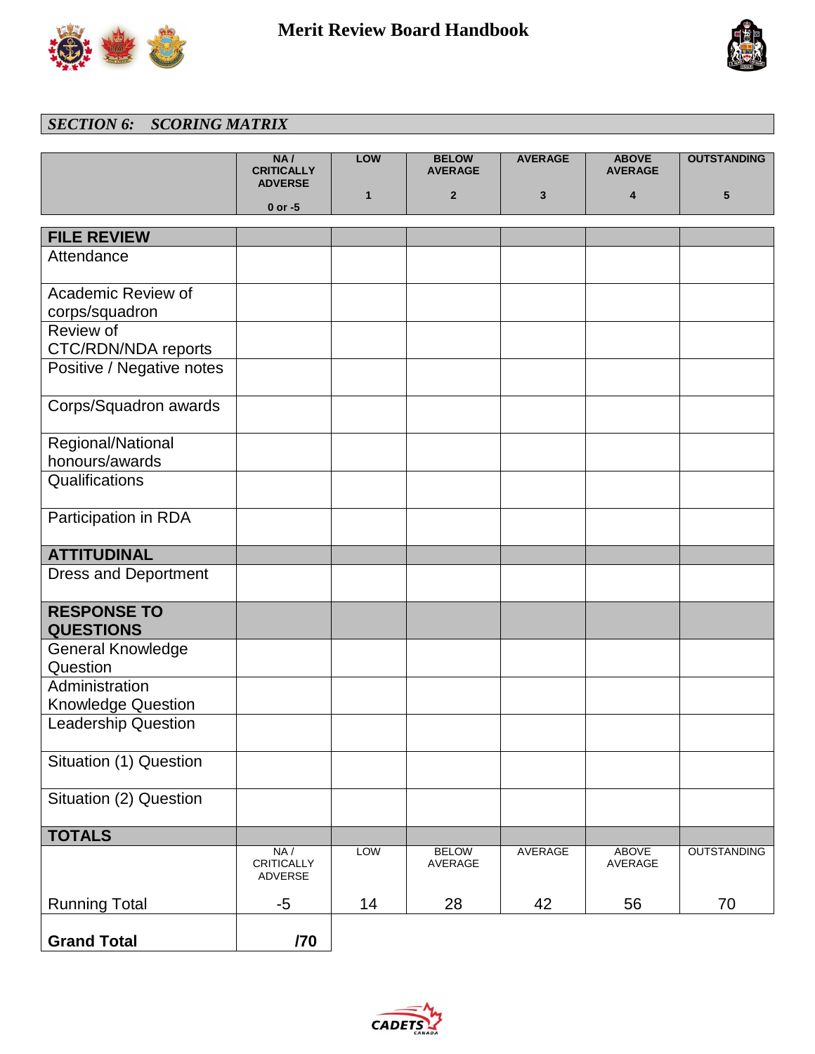## *SECTION 6: SCORING MATRIX*

| | NA / CRITICALLY ADVERSE 0 or -5 | LOW 1 | BELOW AVERAGE 2 | AVERAGE 3 | ABOVE AVERAGE 4 | OUTSTANDING 5 |
|---|---|---|---|---|---|---|
| **FILE REVIEW** | | | | | | |
| Attendance | | | | | | |
| Academic Review of corps/squadron | | | | | | |
| Review of CTC/RDN/NDA reports | | | | | | |
| Positive / Negative notes | | | | | | |
| Corps/Squadron awards | | | | | | |
| Regional/National honours/awards | | | | | | |
| Qualifications | | | | | | |
| Participation in RDA | | | | | | |
| **ATTITUDINAL** | | | | | | |
| Dress and Deportment | | | | | | |
| **RESPONSE TO QUESTIONS** | | | | | | |
| General Knowledge Question | | | | | | |
| Administration Knowledge Question | | | | | | |
| Leadership Question | | | | | | |
| Situation (1) Question | | | | | | |
| Situation (2) Question | | | | | | |
| **TOTALS** | | | | | | |
| | NA / CRITICALLY ADVERSE | LOW | BELOW AVERAGE | AVERAGE | ABOVE AVERAGE | OUTSTANDING |
| Running Total | -5 | 14 | 28 | 42 | 56 | 70 |
| **Grand Total** | **/70** | | | | | |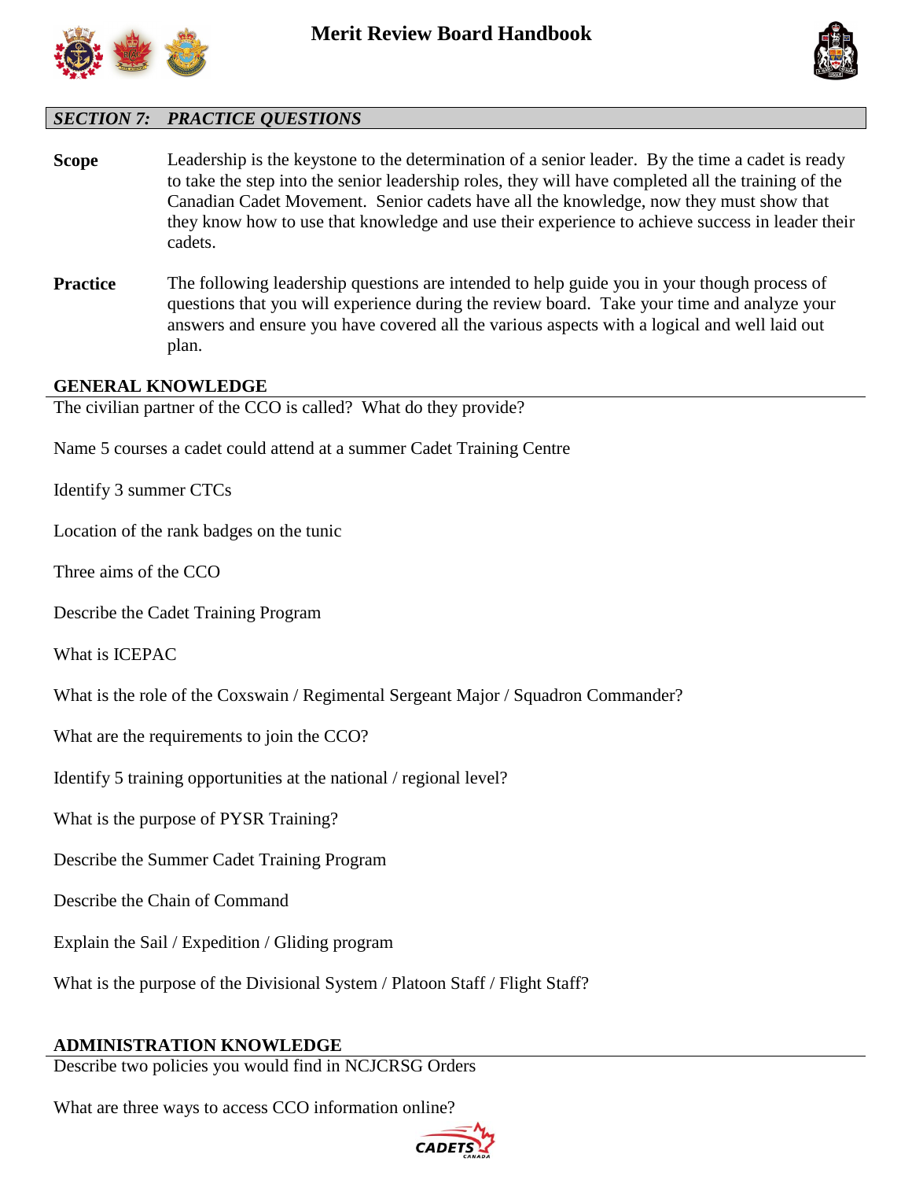## *SECTION 7: PRACTICE QUESTIONS*

**Scope** Leadership is the keystone to the determination of a senior leader. By the time a cadet is ready to take the step into the senior leadership roles, they will have completed all the training of the Canadian Cadet Movement. Senior cadets have all the knowledge, now they must show that they know how to use that knowledge and use their experience to achieve success in leader their cadets.

**Practice** The following leadership questions are intended to help guide you in your though process of questions that you will experience during the review board. Take your time and analyze your answers and ensure you have covered all the various aspects with a logical and well laid out plan.

### GENERAL KNOWLEDGE

The civilian partner of the CCO is called? What do they provide?

Name 5 courses a cadet could attend at a summer Cadet Training Centre

Identify 3 summer CTCs

Location of the rank badges on the tunic

Three aims of the CCO

Describe the Cadet Training Program

What is ICEPAC

What is the role of the Coxswain / Regimental Sergeant Major / Squadron Commander?

What are the requirements to join the CCO?

Identify 5 training opportunities at the national / regional level?

What is the purpose of PYSR Training?

Describe the Summer Cadet Training Program

Describe the Chain of Command

Explain the Sail / Expedition / Gliding program

What is the purpose of the Divisional System / Platoon Staff / Flight Staff?

### ADMINISTRATION KNOWLEDGE

Describe two policies you would find in NCJCRSG Orders

What are three ways to access CCO information online?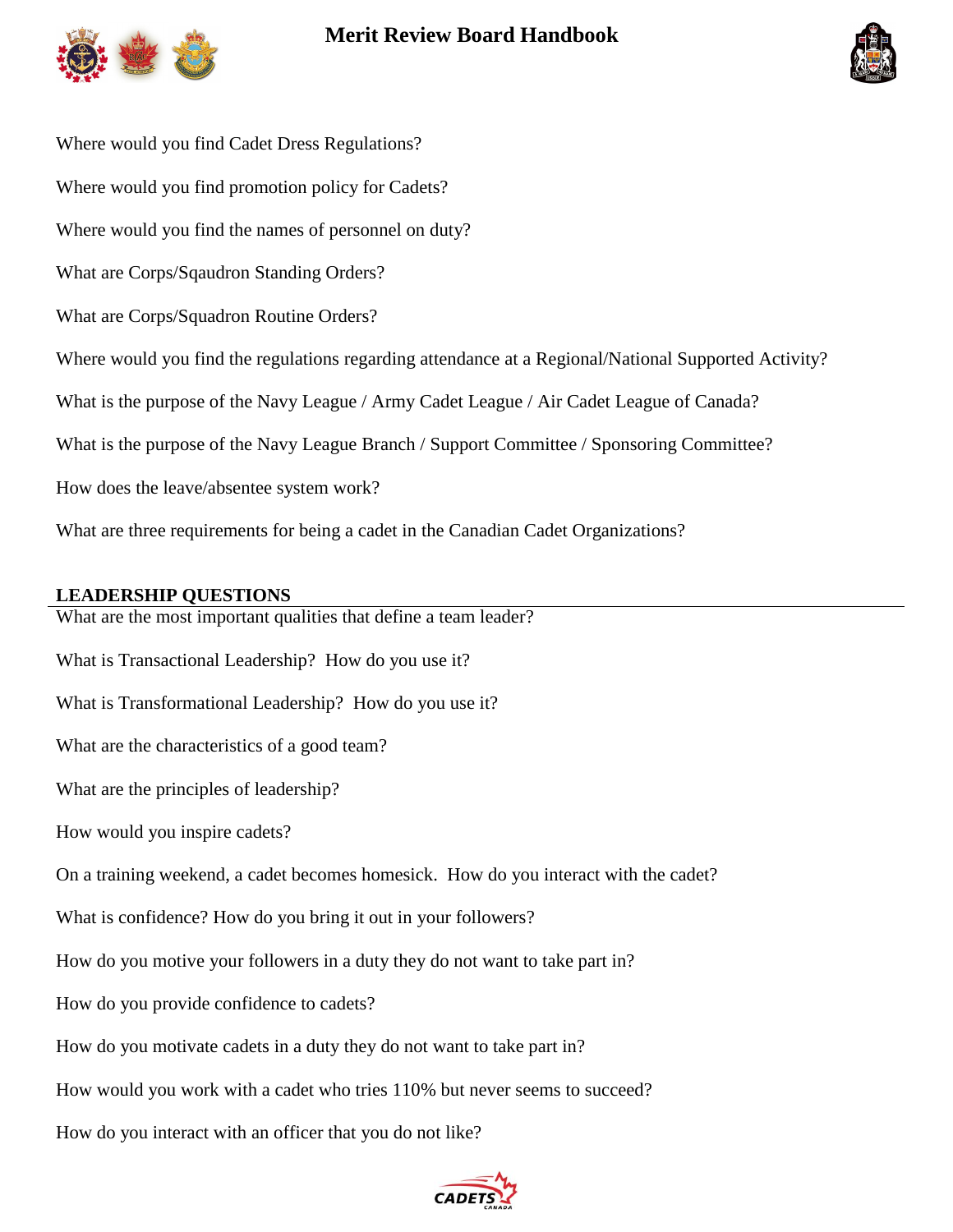Where would you find Cadet Dress Regulations?

Where would you find promotion policy for Cadets?

Where would you find the names of personnel on duty?

What are Corps/Sqaudron Standing Orders?

What are Corps/Squadron Routine Orders?

Where would you find the regulations regarding attendance at a Regional/National Supported Activity?

What is the purpose of the Navy League / Army Cadet League / Air Cadet League of Canada?

What is the purpose of the Navy League Branch / Support Committee / Sponsoring Committee?

How does the leave/absentee system work?

What are three requirements for being a cadet in the Canadian Cadet Organizations?

## LEADERSHIP QUESTIONS

What are the most important qualities that define a team leader?

What is Transactional Leadership? How do you use it?

What is Transformational Leadership? How do you use it?

What are the characteristics of a good team?

What are the principles of leadership?

How would you inspire cadets?

On a training weekend, a cadet becomes homesick. How do you interact with the cadet?

What is confidence? How do you bring it out in your followers?

How do you motive your followers in a duty they do not want to take part in?

How do you provide confidence to cadets?

How do you motivate cadets in a duty they do not want to take part in?

How would you work with a cadet who tries 110% but never seems to succeed?

How do you interact with an officer that you do not like?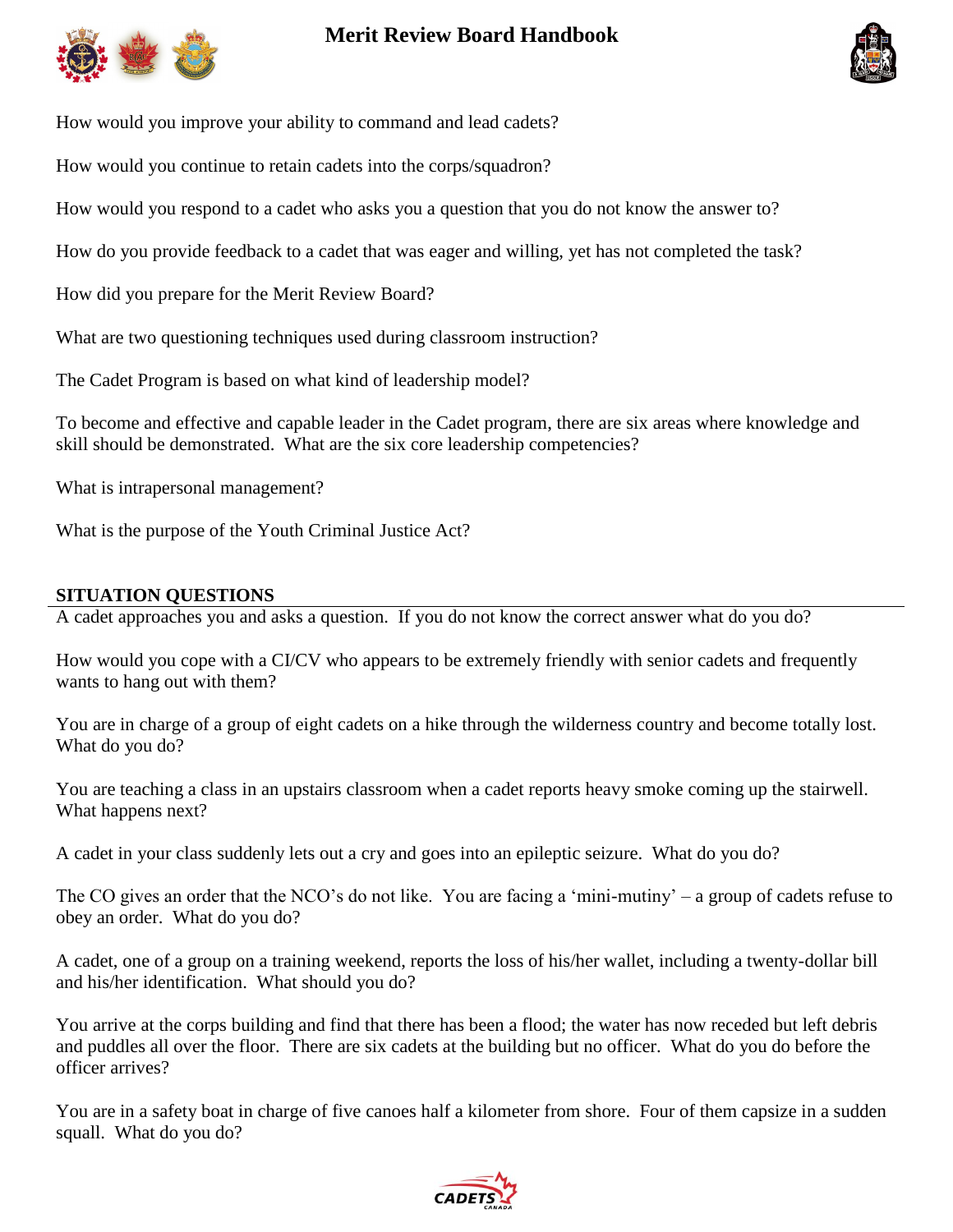How would you improve your ability to command and lead cadets?

How would you continue to retain cadets into the corps/squadron?

How would you respond to a cadet who asks you a question that you do not know the answer to?

How do you provide feedback to a cadet that was eager and willing, yet has not completed the task?

How did you prepare for the Merit Review Board?

What are two questioning techniques used during classroom instruction?

The Cadet Program is based on what kind of leadership model?

To become and effective and capable leader in the Cadet program, there are six areas where knowledge and skill should be demonstrated. What are the six core leadership competencies?

What is intrapersonal management?

What is the purpose of the Youth Criminal Justice Act?

## SITUATION QUESTIONS

A cadet approaches you and asks a question. If you do not know the correct answer what do you do?

How would you cope with a CI/CV who appears to be extremely friendly with senior cadets and frequently wants to hang out with them?

You are in charge of a group of eight cadets on a hike through the wilderness country and become totally lost. What do you do?

You are teaching a class in an upstairs classroom when a cadet reports heavy smoke coming up the stairwell. What happens next?

A cadet in your class suddenly lets out a cry and goes into an epileptic seizure. What do you do?

The CO gives an order that the NCO's do not like. You are facing a 'mini-mutiny' – a group of cadets refuse to obey an order. What do you do?

A cadet, one of a group on a training weekend, reports the loss of his/her wallet, including a twenty-dollar bill and his/her identification. What should you do?

You arrive at the corps building and find that there has been a flood; the water has now receded but left debris and puddles all over the floor. There are six cadets at the building but no officer. What do you do before the officer arrives?

You are in a safety boat in charge of five canoes half a kilometer from shore. Four of them capsize in a sudden squall. What do you do?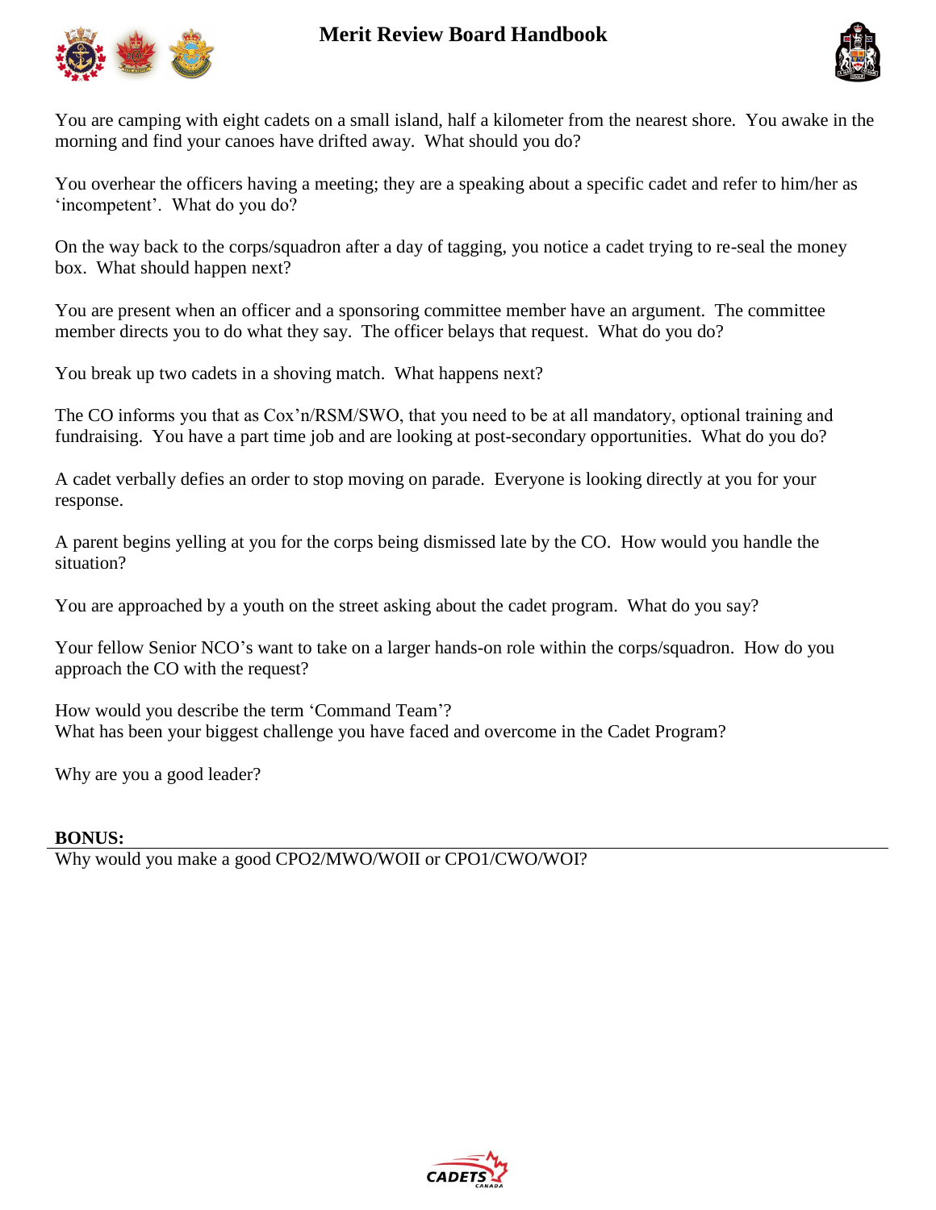You are camping with eight cadets on a small island, half a kilometer from the nearest shore. You awake in the morning and find your canoes have drifted away. What should you do?

You overhear the officers having a meeting; they are a speaking about a specific cadet and refer to him/her as 'incompetent'. What do you do?

On the way back to the corps/squadron after a day of tagging, you notice a cadet trying to re-seal the money box. What should happen next?

You are present when an officer and a sponsoring committee member have an argument. The committee member directs you to do what they say. The officer belays that request. What do you do?

You break up two cadets in a shoving match. What happens next?

The CO informs you that as Cox'n/RSM/SWO, that you need to be at all mandatory, optional training and fundraising. You have a part time job and are looking at post-secondary opportunities. What do you do?

A cadet verbally defies an order to stop moving on parade. Everyone is looking directly at you for your response.

A parent begins yelling at you for the corps being dismissed late by the CO. How would you handle the situation?

You are approached by a youth on the street asking about the cadet program. What do you say?

Your fellow Senior NCO's want to take on a larger hands-on role within the corps/squadron. How do you approach the CO with the request?

How would you describe the term 'Command Team'?
What has been your biggest challenge you have faced and overcome in the Cadet Program?

Why are you a good leader?

**BONUS:**

Why would you make a good CPO2/MWO/WOII or CPO1/CWO/WOI?